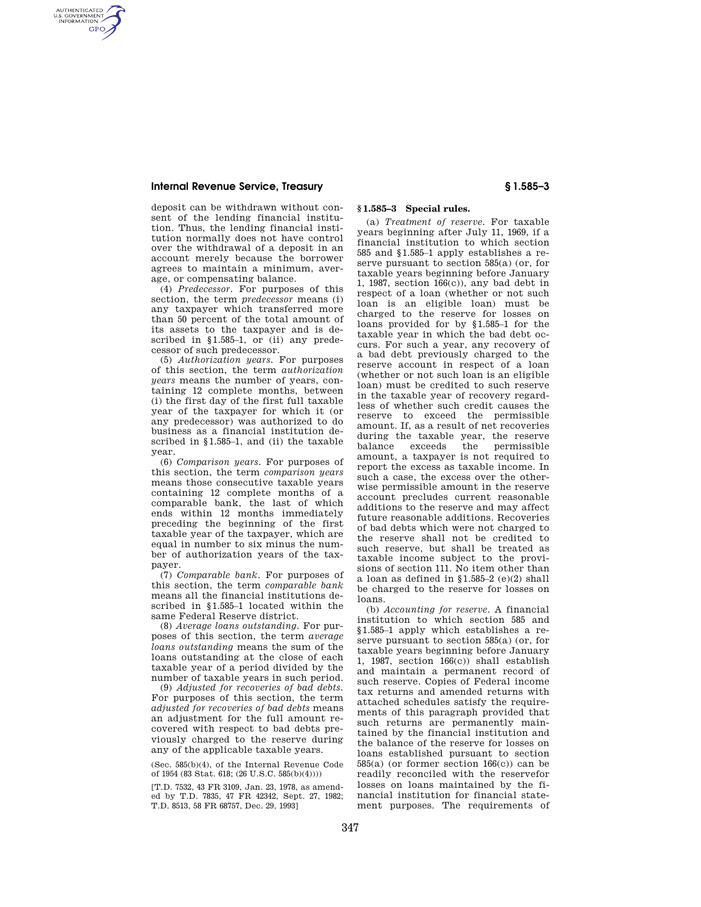deposit can be withdrawn without consent of the lending financial institution. Thus, the lending financial institution normally does not have control over the withdrawal of a deposit in an account merely because the borrower agrees to maintain a minimum, average, or compensating balance.

(4) *Predecessor.* For purposes of this section, the term *predecessor* means (i) any taxpayer which transferred more than 50 percent of the total amount of its assets to the taxpayer and is described in §1.585–1, or (ii) any predecessor of such predecessor.

(5) *Authorization years.* For purposes of this section, the term *authorization years* means the number of years, containing 12 complete months, between (i) the first day of the first full taxable year of the taxpayer for which it (or any predecessor) was authorized to do business as a financial institution described in §1.585–1, and (ii) the taxable year.

(6) *Comparison years.* For purposes of this section, the term *comparison years* means those consecutive taxable years containing 12 complete months of a comparable bank, the last of which ends within 12 months immediately preceding the beginning of the first taxable year of the taxpayer, which are equal in number to six minus the number of authorization years of the taxpayer.

(7) *Comparable bank.* For purposes of this section, the term *comparable bank* means all the financial institutions described in §1.585–1 located within the same Federal Reserve district.

(8) *Average loans outstanding.* For purposes of this section, the term *average loans outstanding* means the sum of the loans outstanding at the close of each taxable year of a period divided by the number of taxable years in such period.

(9) *Adjusted for recoveries of bad debts.* For purposes of this section, the term *adjusted for recoveries of bad debts* means an adjustment for the full amount recovered with respect to bad debts previously charged to the reserve during any of the applicable taxable years.

(Sec. 585(b)(4), of the Internal Revenue Code of 1954 (83 Stat. 618; (26 U.S.C. 585(b)(4))))

[T.D. 7532, 43 FR 3109, Jan. 23, 1978, as amended by T.D. 7835, 47 FR 42342, Sept. 27, 1982; T.D. 8513, 58 FR 68757, Dec. 29, 1993]

## §1.585–3 Special rules.

(a) *Treatment of reserve.* For taxable years beginning after July 11, 1969, if a financial institution to which section 585 and §1.585–1 apply establishes a reserve pursuant to section 585(a) (or, for taxable years beginning before January 1, 1987, section 166(c)), any bad debt in respect of a loan (whether or not such loan is an eligible loan) must be charged to the reserve for losses on loans provided for by §1.585–1 for the taxable year in which the bad debt occurs. For such a year, any recovery of a bad debt previously charged to the reserve account in respect of a loan (whether or not such loan is an eligible loan) must be credited to such reserve in the taxable year of recovery regardless of whether such credit causes the reserve to exceed the permissible amount. If, as a result of net recoveries during the taxable year, the reserve balance exceeds the permissible amount, a taxpayer is not required to report the excess as taxable income. In such a case, the excess over the otherwise permissible amount in the reserve account precludes current reasonable additions to the reserve and may affect future reasonable additions. Recoveries of bad debts which were not charged to the reserve shall not be credited to such reserve, but shall be treated as taxable income subject to the provisions of section 111. No item other than a loan as defined in §1.585–2 (e)(2) shall be charged to the reserve for losses on loans.

(b) *Accounting for reserve.* A financial institution to which section 585 and §1.585–1 apply which establishes a reserve pursuant to section 585(a) (or, for taxable years beginning before January 1, 1987, section 166(c)) shall establish and maintain a permanent record of such reserve. Copies of Federal income tax returns and amended returns with attached schedules satisfy the requirements of this paragraph provided that such returns are permanently maintained by the financial institution and the balance of the reserve for losses on loans established pursuant to section 585(a) (or former section 166(c)) can be readily reconciled with the reservefor losses on loans maintained by the financial institution for financial statement purposes. The requirements of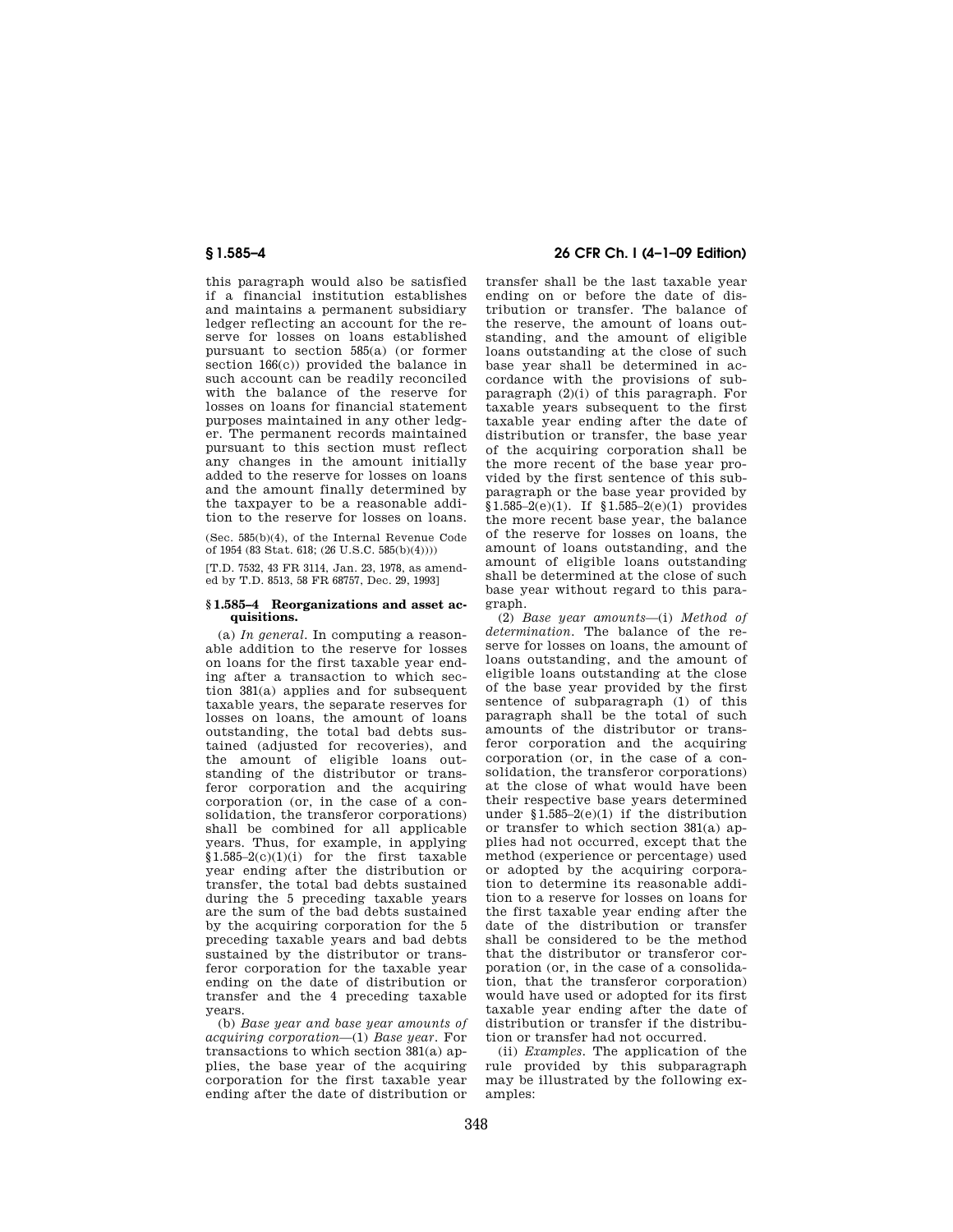this paragraph would also be satisfied if a financial institution establishes and maintains a permanent subsidiary ledger reflecting an account for the reserve for losses on loans established pursuant to section 585(a) (or former section 166(c)) provided the balance in such account can be readily reconciled with the balance of the reserve for losses on loans for financial statement purposes maintained in any other ledger. The permanent records maintained pursuant to this section must reflect any changes in the amount initially added to the reserve for losses on loans and the amount finally determined by the taxpayer to be a reasonable addition to the reserve for losses on loans.

(Sec. 585(b)(4), of the Internal Revenue Code of 1954 (83 Stat. 618; (26 U.S.C. 585(b)(4))))

[T.D. 7532, 43 FR 3114, Jan. 23, 1978, as amended by T.D. 8513, 58 FR 68757, Dec. 29, 1993]

### § 1.585–4 Reorganizations and asset acquisitions.

(a) *In general.* In computing a reasonable addition to the reserve for losses on loans for the first taxable year ending after a transaction to which section 381(a) applies and for subsequent taxable years, the separate reserves for losses on loans, the amount of loans outstanding, the total bad debts sustained (adjusted for recoveries), and the amount of eligible loans outstanding of the distributor or transferor corporation and the acquiring corporation (or, in the case of a consolidation, the transferor corporations) shall be combined for all applicable years. Thus, for example, in applying §1.585–2(c)(1)(i) for the first taxable year ending after the distribution or transfer, the total bad debts sustained during the 5 preceding taxable years are the sum of the bad debts sustained by the acquiring corporation for the 5 preceding taxable years and bad debts sustained by the distributor or transferor corporation for the taxable year ending on the date of distribution or transfer and the 4 preceding taxable years.

(b) *Base year and base year amounts of acquiring corporation*—(1) *Base year.* For transactions to which section 381(a) applies, the base year of the acquiring corporation for the first taxable year ending after the date of distribution or transfer shall be the last taxable year ending on or before the date of distribution or transfer. The balance of the reserve, the amount of loans outstanding, and the amount of eligible loans outstanding at the close of such base year shall be determined in accordance with the provisions of subparagraph (2)(i) of this paragraph. For taxable years subsequent to the first taxable year ending after the date of distribution or transfer, the base year of the acquiring corporation shall be the more recent of the base year provided by the first sentence of this subparagraph or the base year provided by §1.585–2(e)(1). If §1.585–2(e)(1) provides the more recent base year, the balance of the reserve for losses on loans, the amount of loans outstanding, and the amount of eligible loans outstanding shall be determined at the close of such base year without regard to this paragraph.

(2) *Base year amounts*—(i) *Method of determination.* The balance of the reserve for losses on loans, the amount of loans outstanding, and the amount of eligible loans outstanding at the close of the base year provided by the first sentence of subparagraph (1) of this paragraph shall be the total of such amounts of the distributor or transferor corporation and the acquiring corporation (or, in the case of a consolidation, the transferor corporations) at the close of what would have been their respective base years determined under §1.585–2(e)(1) if the distribution or transfer to which section 381(a) applies had not occurred, except that the method (experience or percentage) used or adopted by the acquiring corporation to determine its reasonable addition to a reserve for losses on loans for the first taxable year ending after the date of the distribution or transfer shall be considered to be the method that the distributor or transferor corporation (or, in the case of a consolidation, that the transferor corporation) would have used or adopted for its first taxable year ending after the date of distribution or transfer if the distribution or transfer had not occurred.

(ii) *Examples.* The application of the rule provided by this subparagraph may be illustrated by the following examples: